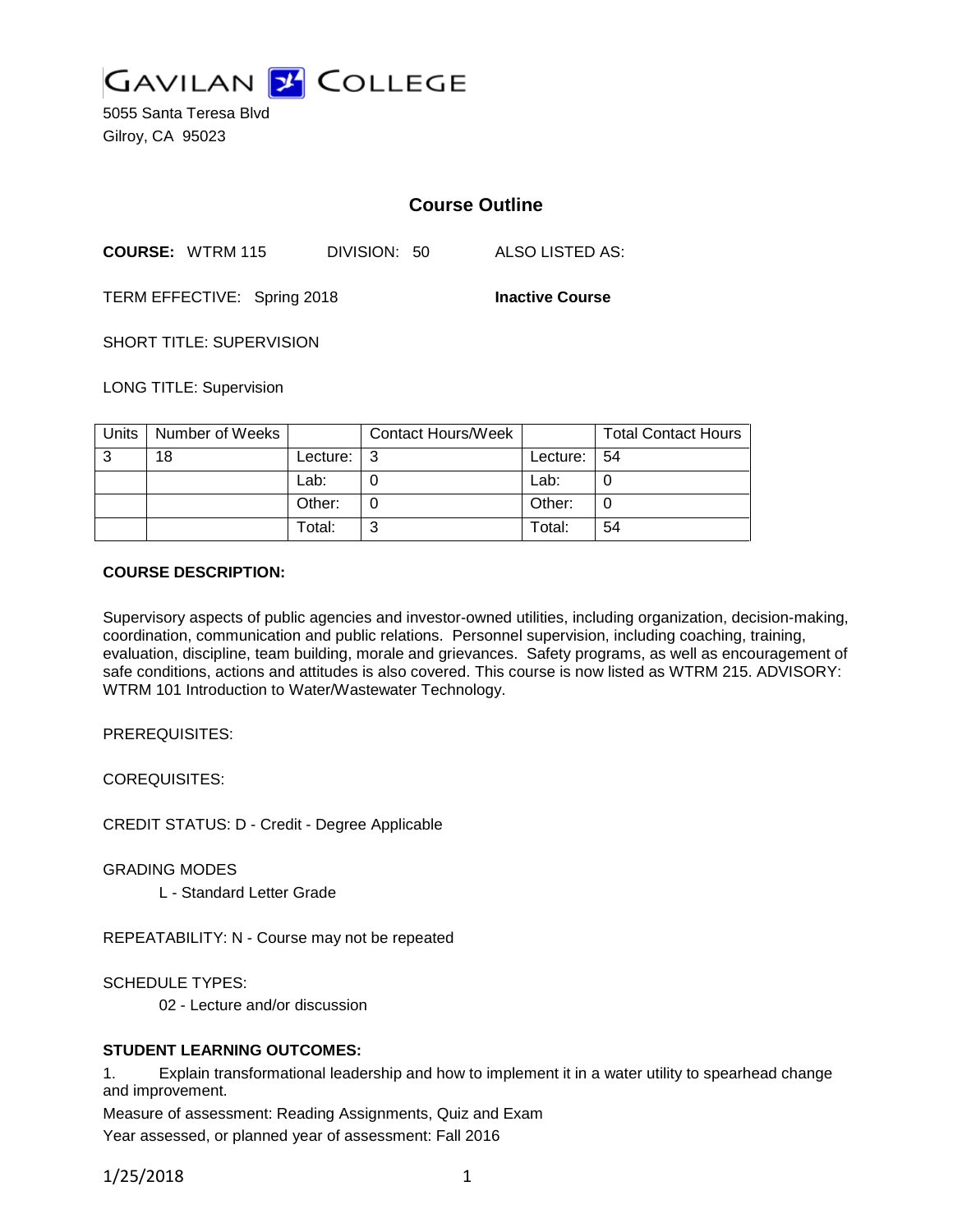# GAVILAN COLLEGE

5055 Santa Teresa Blvd
Gilroy, CA 95023

## Course Outline

**COURSE:** WTRM 115 DIVISION: 50 ALSO LISTED AS:

TERM EFFECTIVE: Spring 2018 **Inactive Course**

SHORT TITLE: SUPERVISION

LONG TITLE: Supervision

| Units | Number of Weeks | | Contact Hours/Week | | Total Contact Hours |
|---|---|---|---|---|---|
| 3 | 18 | Lecture: | 3 | Lecture: | 54 |
| | | Lab: | 0 | Lab: | 0 |
| | | Other: | 0 | Other: | 0 |
| | | Total: | 3 | Total: | 54 |

**COURSE DESCRIPTION:**

Supervisory aspects of public agencies and investor-owned utilities, including organization, decision-making, coordination, communication and public relations. Personnel supervision, including coaching, training, evaluation, discipline, team building, morale and grievances. Safety programs, as well as encouragement of safe conditions, actions and attitudes is also covered. This course is now listed as WTRM 215. ADVISORY: WTRM 101 Introduction to Water/Wastewater Technology.

PREREQUISITES:

COREQUISITES:

CREDIT STATUS: D - Credit - Degree Applicable

GRADING MODES

L - Standard Letter Grade

REPEATABILITY: N - Course may not be repeated

SCHEDULE TYPES:

02 - Lecture and/or discussion

**STUDENT LEARNING OUTCOMES:**

1. Explain transformational leadership and how to implement it in a water utility to spearhead change and improvement.

Measure of assessment: Reading Assignments, Quiz and Exam

Year assessed, or planned year of assessment: Fall 2016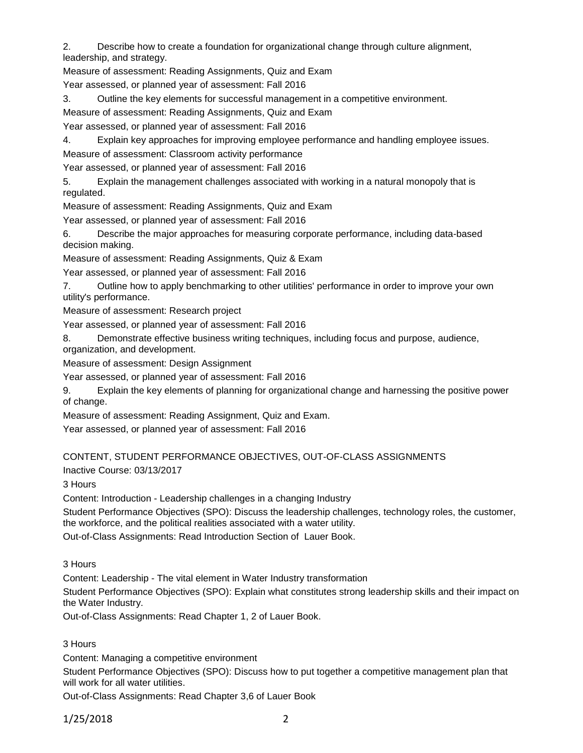2. Describe how to create a foundation for organizational change through culture alignment, leadership, and strategy.

Measure of assessment: Reading Assignments, Quiz and Exam

Year assessed, or planned year of assessment: Fall 2016

3. Outline the key elements for successful management in a competitive environment.

Measure of assessment: Reading Assignments, Quiz and Exam

Year assessed, or planned year of assessment: Fall 2016

4. Explain key approaches for improving employee performance and handling employee issues.

Measure of assessment: Classroom activity performance

Year assessed, or planned year of assessment: Fall 2016

5. Explain the management challenges associated with working in a natural monopoly that is regulated.

Measure of assessment: Reading Assignments, Quiz and Exam

Year assessed, or planned year of assessment: Fall 2016

6. Describe the major approaches for measuring corporate performance, including data-based decision making.

Measure of assessment: Reading Assignments, Quiz & Exam

Year assessed, or planned year of assessment: Fall 2016

7. Outline how to apply benchmarking to other utilities' performance in order to improve your own utility's performance.

Measure of assessment: Research project

Year assessed, or planned year of assessment: Fall 2016

8. Demonstrate effective business writing techniques, including focus and purpose, audience, organization, and development.

Measure of assessment: Design Assignment

Year assessed, or planned year of assessment: Fall 2016

9. Explain the key elements of planning for organizational change and harnessing the positive power of change.

Measure of assessment: Reading Assignment, Quiz and Exam.

Year assessed, or planned year of assessment: Fall 2016

CONTENT, STUDENT PERFORMANCE OBJECTIVES, OUT-OF-CLASS ASSIGNMENTS

Inactive Course: 03/13/2017

3 Hours

Content: Introduction - Leadership challenges in a changing Industry

Student Performance Objectives (SPO): Discuss the leadership challenges, technology roles, the customer, the workforce, and the political realities associated with a water utility.

Out-of-Class Assignments: Read Introduction Section of Lauer Book.

3 Hours

Content: Leadership - The vital element in Water Industry transformation

Student Performance Objectives (SPO): Explain what constitutes strong leadership skills and their impact on the Water Industry.

Out-of-Class Assignments: Read Chapter 1, 2 of Lauer Book.

3 Hours

Content: Managing a competitive environment

Student Performance Objectives (SPO): Discuss how to put together a competitive management plan that will work for all water utilities.

Out-of-Class Assignments: Read Chapter 3,6 of Lauer Book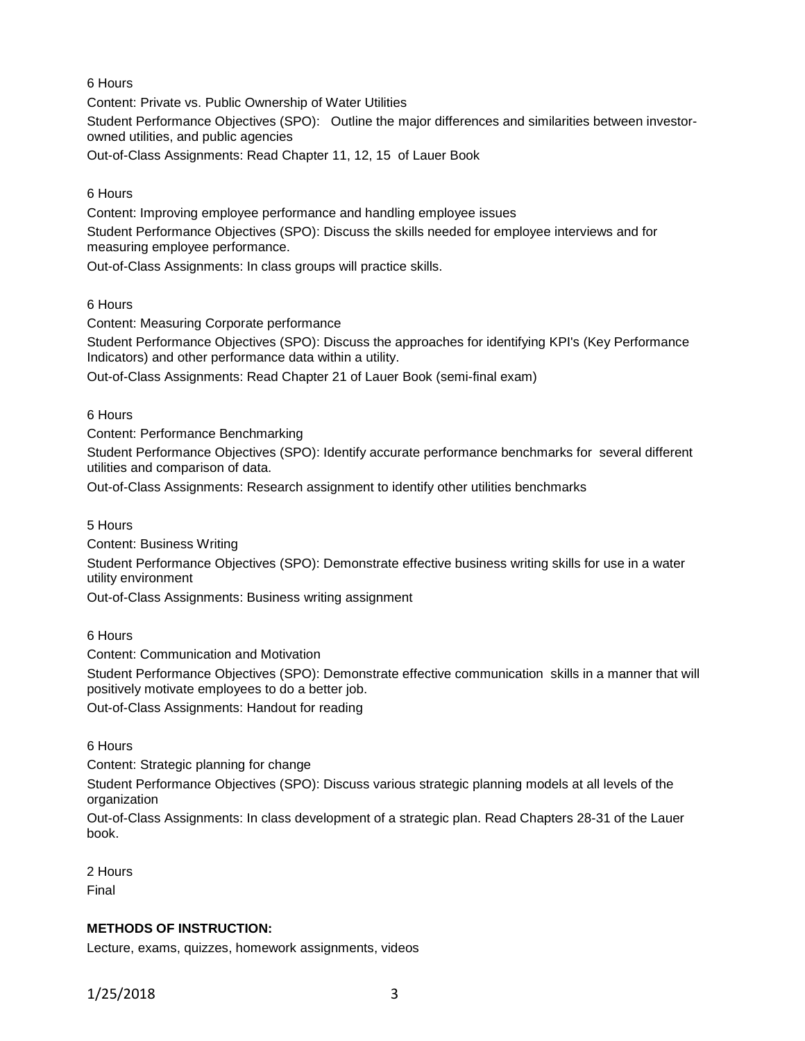6 Hours

Content: Private vs. Public Ownership of Water Utilities

Student Performance Objectives (SPO): Outline the major differences and similarities between investor-owned utilities, and public agencies

Out-of-Class Assignments: Read Chapter 11, 12, 15 of Lauer Book

6 Hours

Content: Improving employee performance and handling employee issues

Student Performance Objectives (SPO): Discuss the skills needed for employee interviews and for measuring employee performance.

Out-of-Class Assignments: In class groups will practice skills.

6 Hours

Content: Measuring Corporate performance

Student Performance Objectives (SPO): Discuss the approaches for identifying KPI's (Key Performance Indicators) and other performance data within a utility.

Out-of-Class Assignments: Read Chapter 21 of Lauer Book (semi-final exam)

6 Hours

Content: Performance Benchmarking

Student Performance Objectives (SPO): Identify accurate performance benchmarks for several different utilities and comparison of data.

Out-of-Class Assignments: Research assignment to identify other utilities benchmarks

5 Hours

Content: Business Writing

Student Performance Objectives (SPO): Demonstrate effective business writing skills for use in a water utility environment

Out-of-Class Assignments: Business writing assignment

6 Hours

Content: Communication and Motivation

Student Performance Objectives (SPO): Demonstrate effective communication skills in a manner that will positively motivate employees to do a better job.

Out-of-Class Assignments: Handout for reading

6 Hours

Content: Strategic planning for change

Student Performance Objectives (SPO): Discuss various strategic planning models at all levels of the organization

Out-of-Class Assignments: In class development of a strategic plan. Read Chapters 28-31 of the Lauer book.

2 Hours

Final

**METHODS OF INSTRUCTION:**

Lecture, exams, quizzes, homework assignments, videos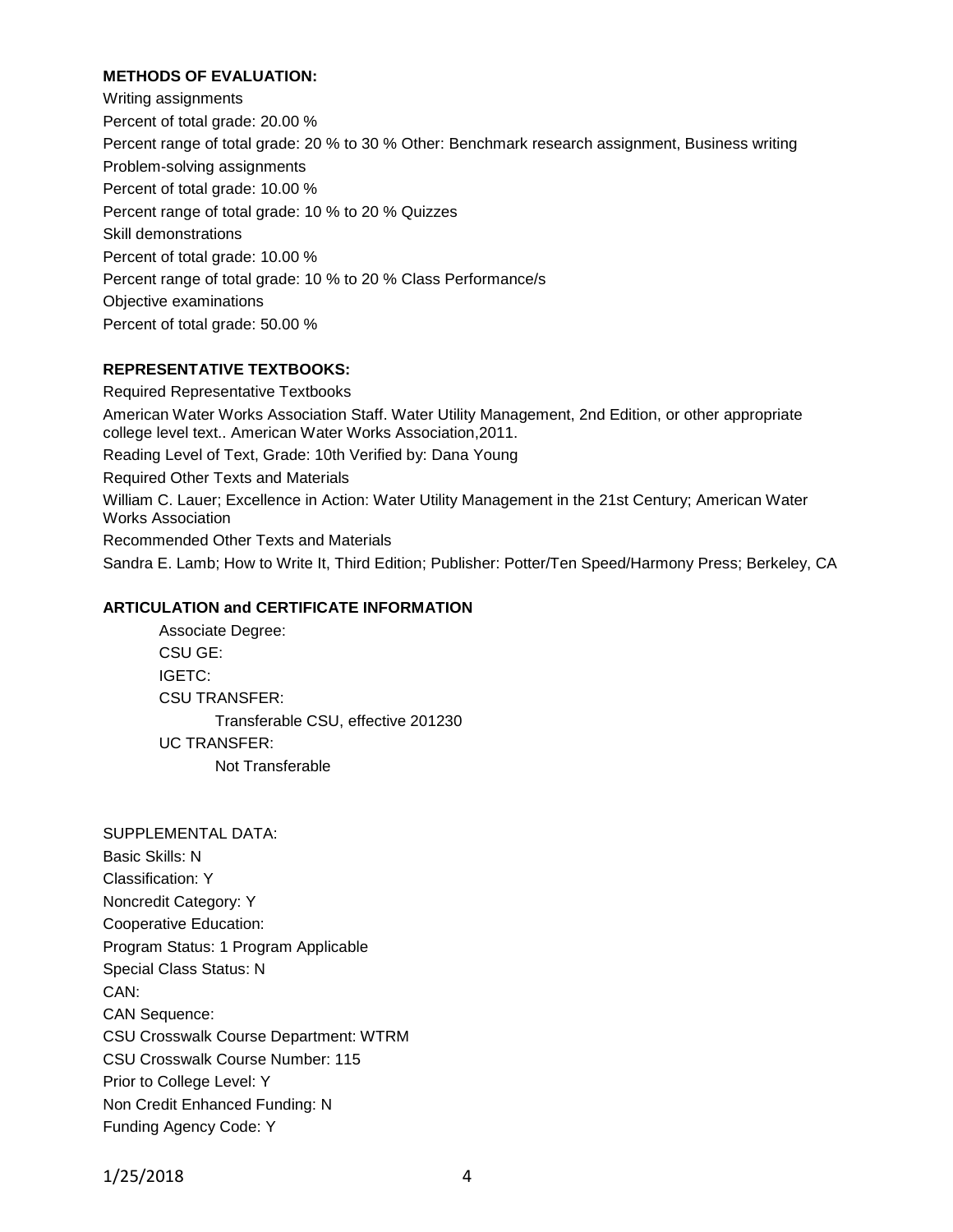**METHODS OF EVALUATION:**

Writing assignments

Percent of total grade: 20.00 %

Percent range of total grade: 20 % to 30 % Other: Benchmark research assignment, Business writing

Problem-solving assignments

Percent of total grade: 10.00 %

Percent range of total grade: 10 % to 20 % Quizzes

Skill demonstrations

Percent of total grade: 10.00 %

Percent range of total grade: 10 % to 20 % Class Performance/s

Objective examinations

Percent of total grade: 50.00 %

**REPRESENTATIVE TEXTBOOKS:**

Required Representative Textbooks

American Water Works Association Staff. Water Utility Management, 2nd Edition, or other appropriate college level text.. American Water Works Association,2011.

Reading Level of Text, Grade: 10th Verified by: Dana Young

Required Other Texts and Materials

William C. Lauer; Excellence in Action: Water Utility Management in the 21st Century; American Water Works Association

Recommended Other Texts and Materials

Sandra E. Lamb; How to Write It, Third Edition; Publisher: Potter/Ten Speed/Harmony Press; Berkeley, CA

**ARTICULATION and CERTIFICATE INFORMATION**

Associate Degree:

CSU GE:

IGETC:

CSU TRANSFER:

Transferable CSU, effective 201230

UC TRANSFER:

Not Transferable

SUPPLEMENTAL DATA:

Basic Skills: N

Classification: Y

Noncredit Category: Y

Cooperative Education:

Program Status: 1 Program Applicable

Special Class Status: N

CAN:

CAN Sequence:

CSU Crosswalk Course Department: WTRM

CSU Crosswalk Course Number: 115

Prior to College Level: Y

Non Credit Enhanced Funding: N

Funding Agency Code: Y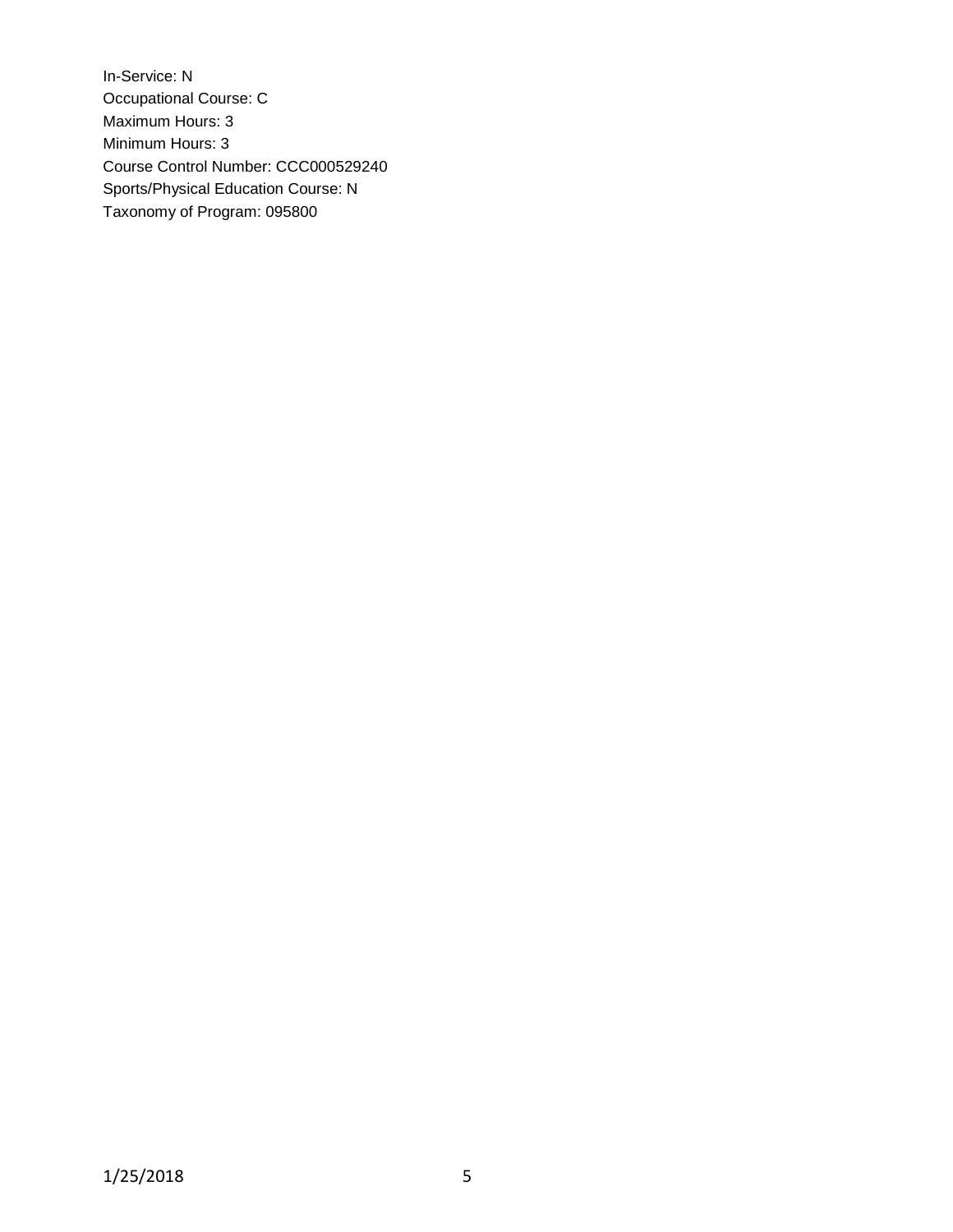In-Service: N
Occupational Course: C
Maximum Hours: 3
Minimum Hours: 3
Course Control Number: CCC000529240
Sports/Physical Education Course: N
Taxonomy of Program: 095800